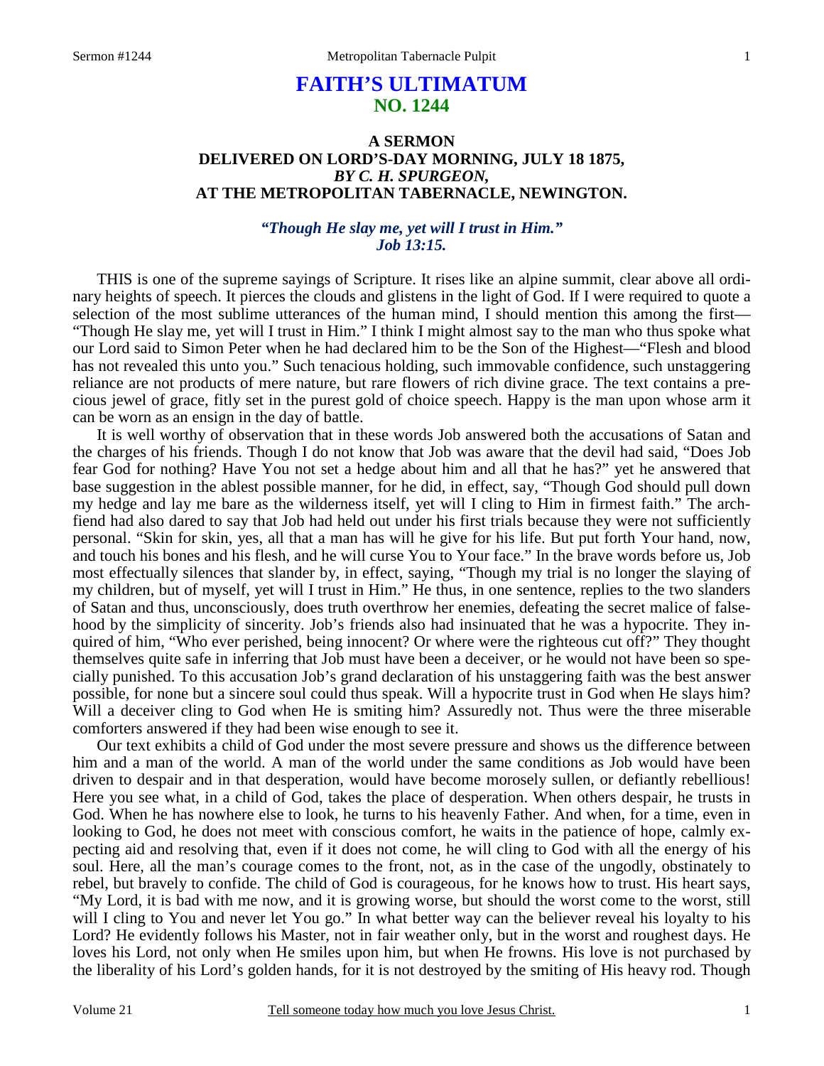# FAITH'S ULTIMATUM
## NO. 1244

### A SERMON
### DELIVERED ON LORD'S-DAY MORNING, JULY 18 1875,
### *BY C. H. SPURGEON,*
### AT THE METROPOLITAN TABERNACLE, NEWINGTON.

*"Though He slay me, yet will I trust in Him." Job 13:15.*

THIS is one of the supreme sayings of Scripture. It rises like an alpine summit, clear above all ordinary heights of speech. It pierces the clouds and glistens in the light of God. If I were required to quote a selection of the most sublime utterances of the human mind, I should mention this among the first—"Though He slay me, yet will I trust in Him." I think I might almost say to the man who thus spoke what our Lord said to Simon Peter when he had declared him to be the Son of the Highest—"Flesh and blood has not revealed this unto you." Such tenacious holding, such immovable confidence, such unstaggering reliance are not products of mere nature, but rare flowers of rich divine grace. The text contains a precious jewel of grace, fitly set in the purest gold of choice speech. Happy is the man upon whose arm it can be worn as an ensign in the day of battle.

It is well worthy of observation that in these words Job answered both the accusations of Satan and the charges of his friends. Though I do not know that Job was aware that the devil had said, "Does Job fear God for nothing? Have You not set a hedge about him and all that he has?" yet he answered that base suggestion in the ablest possible manner, for he did, in effect, say, "Though God should pull down my hedge and lay me bare as the wilderness itself, yet will I cling to Him in firmest faith." The arch-fiend had also dared to say that Job had held out under his first trials because they were not sufficiently personal. "Skin for skin, yes, all that a man has will he give for his life. But put forth Your hand, now, and touch his bones and his flesh, and he will curse You to Your face." In the brave words before us, Job most effectually silences that slander by, in effect, saying, "Though my trial is no longer the slaying of my children, but of myself, yet will I trust in Him." He thus, in one sentence, replies to the two slanders of Satan and thus, unconsciously, does truth overthrow her enemies, defeating the secret malice of falsehood by the simplicity of sincerity. Job's friends also had insinuated that he was a hypocrite. They inquired of him, "Who ever perished, being innocent? Or where were the righteous cut off?" They thought themselves quite safe in inferring that Job must have been a deceiver, or he would not have been so specially punished. To this accusation Job's grand declaration of his unstaggering faith was the best answer possible, for none but a sincere soul could thus speak. Will a hypocrite trust in God when He slays him? Will a deceiver cling to God when He is smiting him? Assuredly not. Thus were the three miserable comforters answered if they had been wise enough to see it.

Our text exhibits a child of God under the most severe pressure and shows us the difference between him and a man of the world. A man of the world under the same conditions as Job would have been driven to despair and in that desperation, would have become morosely sullen, or defiantly rebellious! Here you see what, in a child of God, takes the place of desperation. When others despair, he trusts in God. When he has nowhere else to look, he turns to his heavenly Father. And when, for a time, even in looking to God, he does not meet with conscious comfort, he waits in the patience of hope, calmly expecting aid and resolving that, even if it does not come, he will cling to God with all the energy of his soul. Here, all the man's courage comes to the front, not, as in the case of the ungodly, obstinately to rebel, but bravely to confide. The child of God is courageous, for he knows how to trust. His heart says, "My Lord, it is bad with me now, and it is growing worse, but should the worst come to the worst, still will I cling to You and never let You go." In what better way can the believer reveal his loyalty to his Lord? He evidently follows his Master, not in fair weather only, but in the worst and roughest days. He loves his Lord, not only when He smiles upon him, but when He frowns. His love is not purchased by the liberality of his Lord's golden hands, for it is not destroyed by the smiting of His heavy rod. Though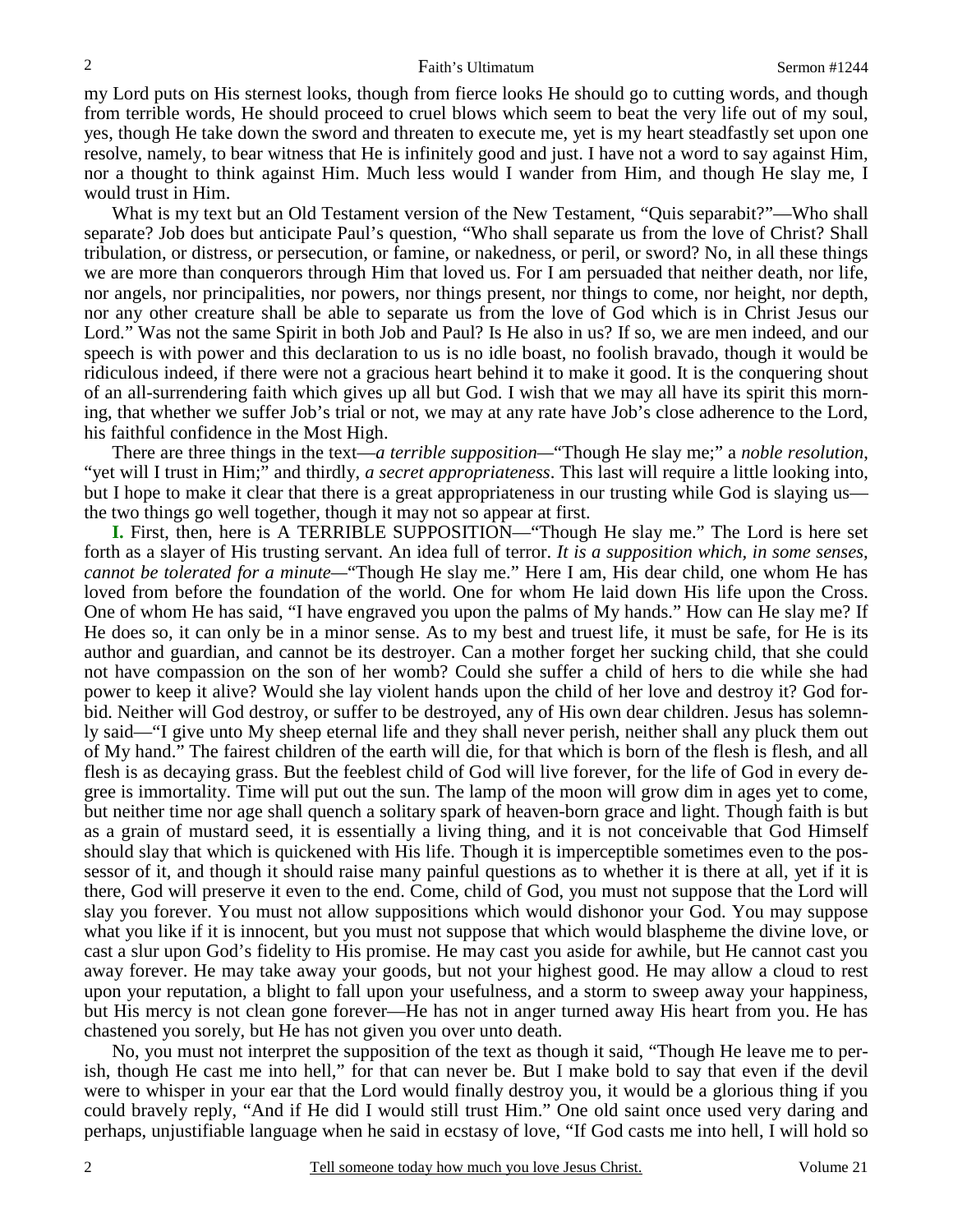my Lord puts on His sternest looks, though from fierce looks He should go to cutting words, and though from terrible words, He should proceed to cruel blows which seem to beat the very life out of my soul, yes, though He take down the sword and threaten to execute me, yet is my heart steadfastly set upon one resolve, namely, to bear witness that He is infinitely good and just. I have not a word to say against Him, nor a thought to think against Him. Much less would I wander from Him, and though He slay me, I would trust in Him.

What is my text but an Old Testament version of the New Testament, "Quis separabit?"—Who shall separate? Job does but anticipate Paul's question, "Who shall separate us from the love of Christ? Shall tribulation, or distress, or persecution, or famine, or nakedness, or peril, or sword? No, in all these things we are more than conquerors through Him that loved us. For I am persuaded that neither death, nor life, nor angels, nor principalities, nor powers, nor things present, nor things to come, nor height, nor depth, nor any other creature shall be able to separate us from the love of God which is in Christ Jesus our Lord." Was not the same Spirit in both Job and Paul? Is He also in us? If so, we are men indeed, and our speech is with power and this declaration to us is no idle boast, no foolish bravado, though it would be ridiculous indeed, if there were not a gracious heart behind it to make it good. It is the conquering shout of an all-surrendering faith which gives up all but God. I wish that we may all have its spirit this morning, that whether we suffer Job's trial or not, we may at any rate have Job's close adherence to the Lord, his faithful confidence in the Most High.

There are three things in the text—*a terrible supposition*—"Though He slay me;" a *noble resolution*, "yet will I trust in Him;" and thirdly, *a secret appropriateness*. This last will require a little looking into, but I hope to make it clear that there is a great appropriateness in our trusting while God is slaying us—the two things go well together, though it may not so appear at first.

**I.** First, then, here is A TERRIBLE SUPPOSITION—"Though He slay me." The Lord is here set forth as a slayer of His trusting servant. An idea full of terror. *It is a supposition which, in some senses, cannot be tolerated for a minute*—"Though He slay me." Here I am, His dear child, one whom He has loved from before the foundation of the world. One for whom He laid down His life upon the Cross. One of whom He has said, "I have engraved you upon the palms of My hands." How can He slay me? If He does so, it can only be in a minor sense. As to my best and truest life, it must be safe, for He is its author and guardian, and cannot be its destroyer. Can a mother forget her sucking child, that she could not have compassion on the son of her womb? Could she suffer a child of hers to die while she had power to keep it alive? Would she lay violent hands upon the child of her love and destroy it? God forbid. Neither will God destroy, or suffer to be destroyed, any of His own dear children. Jesus has solemnly said—"I give unto My sheep eternal life and they shall never perish, neither shall any pluck them out of My hand." The fairest children of the earth will die, for that which is born of the flesh is flesh, and all flesh is as decaying grass. But the feeblest child of God will live forever, for the life of God in every degree is immortality. Time will put out the sun. The lamp of the moon will grow dim in ages yet to come, but neither time nor age shall quench a solitary spark of heaven-born grace and light. Though faith is but as a grain of mustard seed, it is essentially a living thing, and it is not conceivable that God Himself should slay that which is quickened with His life. Though it is imperceptible sometimes even to the possessor of it, and though it should raise many painful questions as to whether it is there at all, yet if it is there, God will preserve it even to the end. Come, child of God, you must not suppose that the Lord will slay you forever. You must not allow suppositions which would dishonor your God. You may suppose what you like if it is innocent, but you must not suppose that which would blaspheme the divine love, or cast a slur upon God's fidelity to His promise. He may cast you aside for awhile, but He cannot cast you away forever. He may take away your goods, but not your highest good. He may allow a cloud to rest upon your reputation, a blight to fall upon your usefulness, and a storm to sweep away your happiness, but His mercy is not clean gone forever—He has not in anger turned away His heart from you. He has chastened you sorely, but He has not given you over unto death.

No, you must not interpret the supposition of the text as though it said, "Though He leave me to perish, though He cast me into hell," for that can never be. But I make bold to say that even if the devil were to whisper in your ear that the Lord would finally destroy you, it would be a glorious thing if you could bravely reply, "And if He did I would still trust Him." One old saint once used very daring and perhaps, unjustifiable language when he said in ecstasy of love, "If God casts me into hell, I will hold so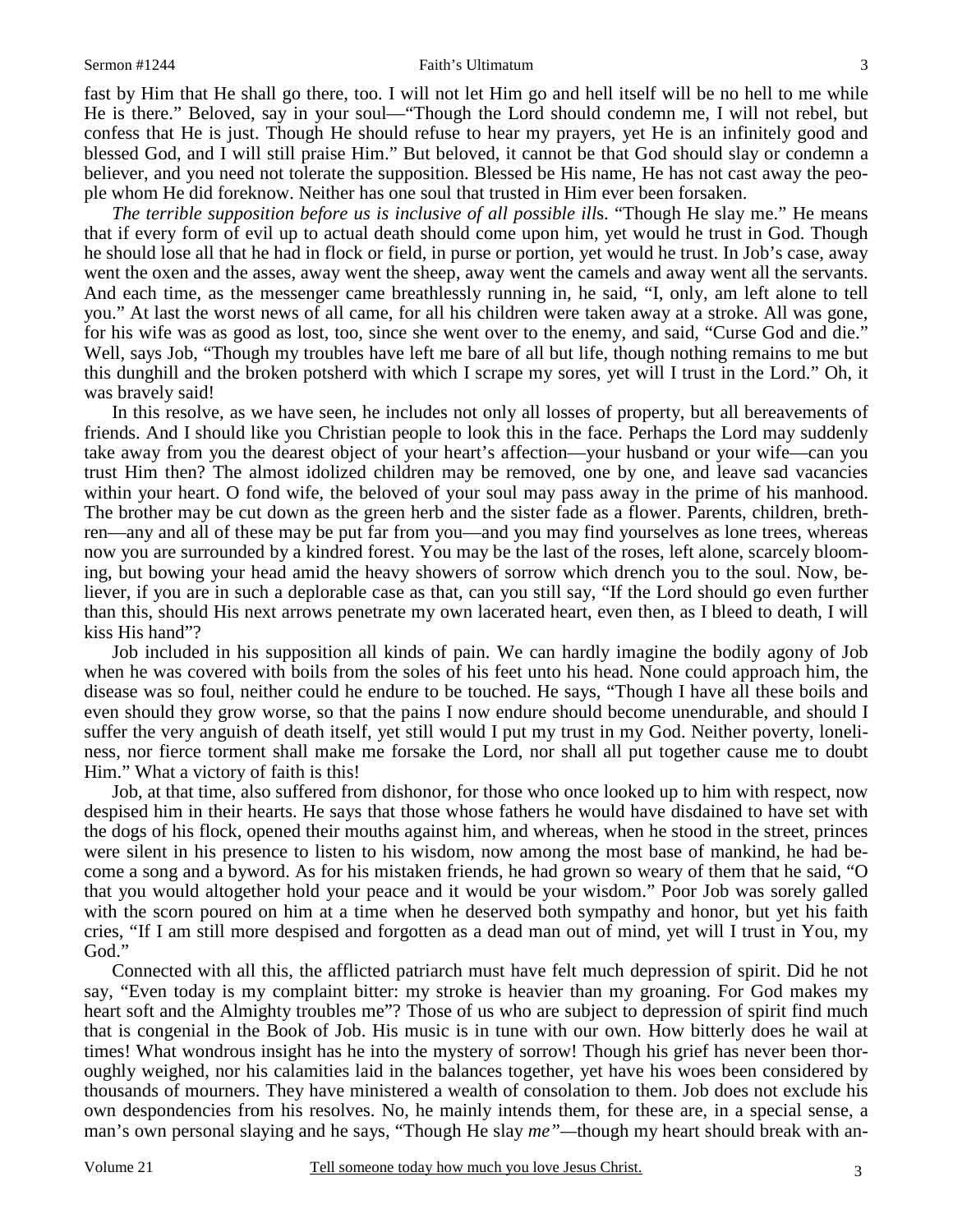fast by Him that He shall go there, too. I will not let Him go and hell itself will be no hell to me while He is there." Beloved, say in your soul—"Though the Lord should condemn me, I will not rebel, but confess that He is just. Though He should refuse to hear my prayers, yet He is an infinitely good and blessed God, and I will still praise Him." But beloved, it cannot be that God should slay or condemn a believer, and you need not tolerate the supposition. Blessed be His name, He has not cast away the people whom He did foreknow. Neither has one soul that trusted in Him ever been forsaken.

*The terrible supposition before us is inclusive of all possible ills*. "Though He slay me." He means that if every form of evil up to actual death should come upon him, yet would he trust in God. Though he should lose all that he had in flock or field, in purse or portion, yet would he trust. In Job's case, away went the oxen and the asses, away went the sheep, away went the camels and away went all the servants. And each time, as the messenger came breathlessly running in, he said, "I, only, am left alone to tell you." At last the worst news of all came, for all his children were taken away at a stroke. All was gone, for his wife was as good as lost, too, since she went over to the enemy, and said, "Curse God and die." Well, says Job, "Though my troubles have left me bare of all but life, though nothing remains to me but this dunghill and the broken potsherd with which I scrape my sores, yet will I trust in the Lord." Oh, it was bravely said!

In this resolve, as we have seen, he includes not only all losses of property, but all bereavements of friends. And I should like you Christian people to look this in the face. Perhaps the Lord may suddenly take away from you the dearest object of your heart's affection—your husband or your wife—can you trust Him then? The almost idolized children may be removed, one by one, and leave sad vacancies within your heart. O fond wife, the beloved of your soul may pass away in the prime of his manhood. The brother may be cut down as the green herb and the sister fade as a flower. Parents, children, brethren—any and all of these may be put far from you—and you may find yourselves as lone trees, whereas now you are surrounded by a kindred forest. You may be the last of the roses, left alone, scarcely blooming, but bowing your head amid the heavy showers of sorrow which drench you to the soul. Now, believer, if you are in such a deplorable case as that, can you still say, "If the Lord should go even further than this, should His next arrows penetrate my own lacerated heart, even then, as I bleed to death, I will kiss His hand"?

Job included in his supposition all kinds of pain. We can hardly imagine the bodily agony of Job when he was covered with boils from the soles of his feet unto his head. None could approach him, the disease was so foul, neither could he endure to be touched. He says, "Though I have all these boils and even should they grow worse, so that the pains I now endure should become unendurable, and should I suffer the very anguish of death itself, yet still would I put my trust in my God. Neither poverty, loneliness, nor fierce torment shall make me forsake the Lord, nor shall all put together cause me to doubt Him." What a victory of faith is this!

Job, at that time, also suffered from dishonor, for those who once looked up to him with respect, now despised him in their hearts. He says that those whose fathers he would have disdained to have set with the dogs of his flock, opened their mouths against him, and whereas, when he stood in the street, princes were silent in his presence to listen to his wisdom, now among the most base of mankind, he had become a song and a byword. As for his mistaken friends, he had grown so weary of them that he said, "O that you would altogether hold your peace and it would be your wisdom." Poor Job was sorely galled with the scorn poured on him at a time when he deserved both sympathy and honor, but yet his faith cries, "If I am still more despised and forgotten as a dead man out of mind, yet will I trust in You, my God."

Connected with all this, the afflicted patriarch must have felt much depression of spirit. Did he not say, "Even today is my complaint bitter: my stroke is heavier than my groaning. For God makes my heart soft and the Almighty troubles me"? Those of us who are subject to depression of spirit find much that is congenial in the Book of Job. His music is in tune with our own. How bitterly does he wail at times! What wondrous insight has he into the mystery of sorrow! Though his grief has never been thoroughly weighed, nor his calamities laid in the balances together, yet have his woes been considered by thousands of mourners. They have ministered a wealth of consolation to them. Job does not exclude his own despondencies from his resolves. No, he mainly intends them, for these are, in a special sense, a man's own personal slaying and he says, "Though He slay *me"*—though my heart should break with an-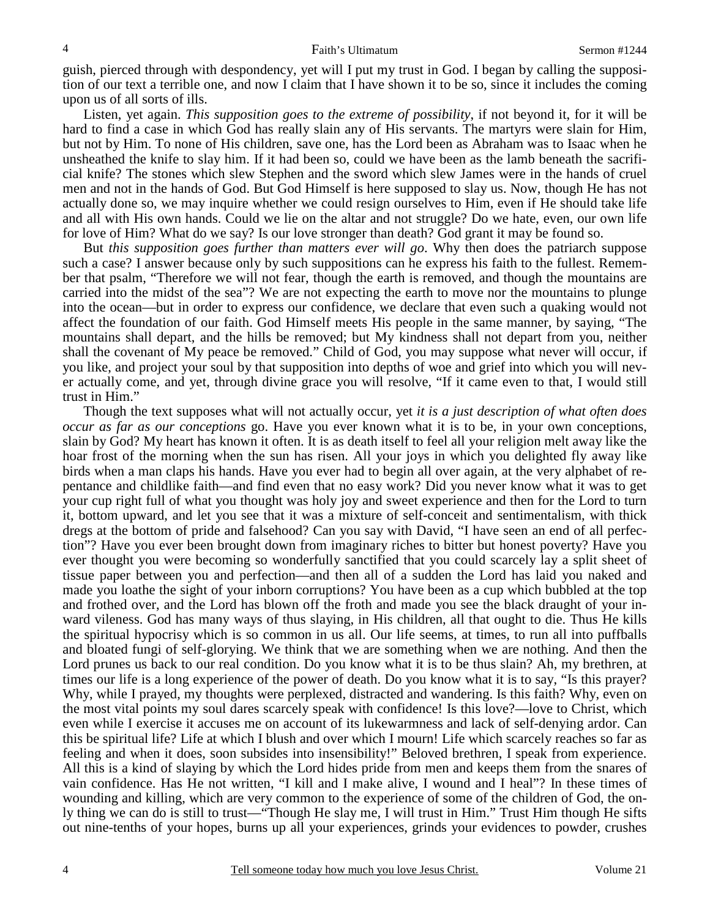guish, pierced through with despondency, yet will I put my trust in God. I began by calling the supposition of our text a terrible one, and now I claim that I have shown it to be so, since it includes the coming upon us of all sorts of ills.

Listen, yet again. *This supposition goes to the extreme of possibility*, if not beyond it, for it will be hard to find a case in which God has really slain any of His servants. The martyrs were slain for Him, but not by Him. To none of His children, save one, has the Lord been as Abraham was to Isaac when he unsheathed the knife to slay him. If it had been so, could we have been as the lamb beneath the sacrificial knife? The stones which slew Stephen and the sword which slew James were in the hands of cruel men and not in the hands of God. But God Himself is here supposed to slay us. Now, though He has not actually done so, we may inquire whether we could resign ourselves to Him, even if He should take life and all with His own hands. Could we lie on the altar and not struggle? Do we hate, even, our own life for love of Him? What do we say? Is our love stronger than death? God grant it may be found so.

But *this supposition goes further than matters ever will go*. Why then does the patriarch suppose such a case? I answer because only by such suppositions can he express his faith to the fullest. Remember that psalm, "Therefore we will not fear, though the earth is removed, and though the mountains are carried into the midst of the sea"? We are not expecting the earth to move nor the mountains to plunge into the ocean—but in order to express our confidence, we declare that even such a quaking would not affect the foundation of our faith. God Himself meets His people in the same manner, by saying, "The mountains shall depart, and the hills be removed; but My kindness shall not depart from you, neither shall the covenant of My peace be removed." Child of God, you may suppose what never will occur, if you like, and project your soul by that supposition into depths of woe and grief into which you will never actually come, and yet, through divine grace you will resolve, "If it came even to that, I would still trust in Him."

Though the text supposes what will not actually occur, yet *it is a just description of what often does occur as far as our conceptions* go. Have you ever known what it is to be, in your own conceptions, slain by God? My heart has known it often. It is as death itself to feel all your religion melt away like the hoar frost of the morning when the sun has risen. All your joys in which you delighted fly away like birds when a man claps his hands. Have you ever had to begin all over again, at the very alphabet of repentance and childlike faith—and find even that no easy work? Did you never know what it was to get your cup right full of what you thought was holy joy and sweet experience and then for the Lord to turn it, bottom upward, and let you see that it was a mixture of self-conceit and sentimentalism, with thick dregs at the bottom of pride and falsehood? Can you say with David, "I have seen an end of all perfection"? Have you ever been brought down from imaginary riches to bitter but honest poverty? Have you ever thought you were becoming so wonderfully sanctified that you could scarcely lay a split sheet of tissue paper between you and perfection—and then all of a sudden the Lord has laid you naked and made you loathe the sight of your inborn corruptions? You have been as a cup which bubbled at the top and frothed over, and the Lord has blown off the froth and made you see the black draught of your inward vileness. God has many ways of thus slaying, in His children, all that ought to die. Thus He kills the spiritual hypocrisy which is so common in us all. Our life seems, at times, to run all into puffballs and bloated fungi of self-glorying. We think that we are something when we are nothing. And then the Lord prunes us back to our real condition. Do you know what it is to be thus slain? Ah, my brethren, at times our life is a long experience of the power of death. Do you know what it is to say, "Is this prayer? Why, while I prayed, my thoughts were perplexed, distracted and wandering. Is this faith? Why, even on the most vital points my soul dares scarcely speak with confidence! Is this love?—love to Christ, which even while I exercise it accuses me on account of its lukewarmness and lack of self-denying ardor. Can this be spiritual life? Life at which I blush and over which I mourn! Life which scarcely reaches so far as feeling and when it does, soon subsides into insensibility!" Beloved brethren, I speak from experience. All this is a kind of slaying by which the Lord hides pride from men and keeps them from the snares of vain confidence. Has He not written, "I kill and I make alive, I wound and I heal"? In these times of wounding and killing, which are very common to the experience of some of the children of God, the only thing we can do is still to trust—"Though He slay me, I will trust in Him." Trust Him though He sifts out nine-tenths of your hopes, burns up all your experiences, grinds your evidences to powder, crushes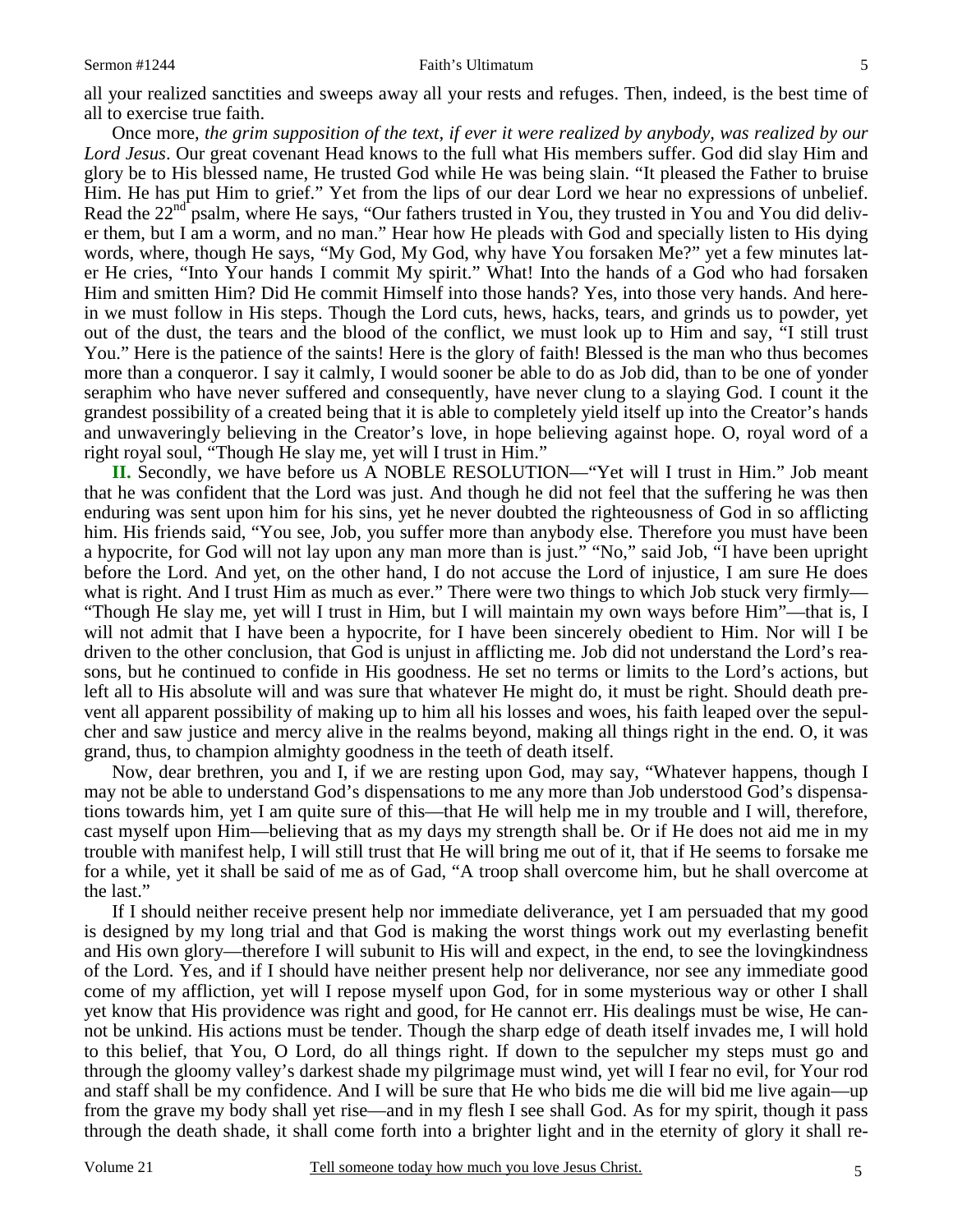all your realized sanctities and sweeps away all your rests and refuges. Then, indeed, is the best time of all to exercise true faith.

Once more, *the grim supposition of the text, if ever it were realized by anybody, was realized by our Lord Jesus*. Our great covenant Head knows to the full what His members suffer. God did slay Him and glory be to His blessed name, He trusted God while He was being slain. "It pleased the Father to bruise Him. He has put Him to grief." Yet from the lips of our dear Lord we hear no expressions of unbelief. Read the 22nd psalm, where He says, "Our fathers trusted in You, they trusted in You and You did deliver them, but I am a worm, and no man." Hear how He pleads with God and specially listen to His dying words, where, though He says, "My God, My God, why have You forsaken Me?" yet a few minutes later He cries, "Into Your hands I commit My spirit." What! Into the hands of a God who had forsaken Him and smitten Him? Did He commit Himself into those hands? Yes, into those very hands. And herein we must follow in His steps. Though the Lord cuts, hews, hacks, tears, and grinds us to powder, yet out of the dust, the tears and the blood of the conflict, we must look up to Him and say, "I still trust You." Here is the patience of the saints! Here is the glory of faith! Blessed is the man who thus becomes more than a conqueror. I say it calmly, I would sooner be able to do as Job did, than to be one of yonder seraphim who have never suffered and consequently, have never clung to a slaying God. I count it the grandest possibility of a created being that it is able to completely yield itself up into the Creator's hands and unwaveringly believing in the Creator's love, in hope believing against hope. O, royal word of a right royal soul, "Though He slay me, yet will I trust in Him."

**II.** Secondly, we have before us A NOBLE RESOLUTION—"Yet will I trust in Him." Job meant that he was confident that the Lord was just. And though he did not feel that the suffering he was then enduring was sent upon him for his sins, yet he never doubted the righteousness of God in so afflicting him. His friends said, "You see, Job, you suffer more than anybody else. Therefore you must have been a hypocrite, for God will not lay upon any man more than is just." "No," said Job, "I have been upright before the Lord. And yet, on the other hand, I do not accuse the Lord of injustice, I am sure He does what is right. And I trust Him as much as ever." There were two things to which Job stuck very firmly—"Though He slay me, yet will I trust in Him, but I will maintain my own ways before Him"—that is, I will not admit that I have been a hypocrite, for I have been sincerely obedient to Him. Nor will I be driven to the other conclusion, that God is unjust in afflicting me. Job did not understand the Lord's reasons, but he continued to confide in His goodness. He set no terms or limits to the Lord's actions, but left all to His absolute will and was sure that whatever He might do, it must be right. Should death prevent all apparent possibility of making up to him all his losses and woes, his faith leaped over the sepulcher and saw justice and mercy alive in the realms beyond, making all things right in the end. O, it was grand, thus, to champion almighty goodness in the teeth of death itself.

Now, dear brethren, you and I, if we are resting upon God, may say, "Whatever happens, though I may not be able to understand God's dispensations to me any more than Job understood God's dispensations towards him, yet I am quite sure of this—that He will help me in my trouble and I will, therefore, cast myself upon Him—believing that as my days my strength shall be. Or if He does not aid me in my trouble with manifest help, I will still trust that He will bring me out of it, that if He seems to forsake me for a while, yet it shall be said of me as of Gad, "A troop shall overcome him, but he shall overcome at the last."

If I should neither receive present help nor immediate deliverance, yet I am persuaded that my good is designed by my long trial and that God is making the worst things work out my everlasting benefit and His own glory—therefore I will subunit to His will and expect, in the end, to see the lovingkindness of the Lord. Yes, and if I should have neither present help nor deliverance, nor see any immediate good come of my affliction, yet will I repose myself upon God, for in some mysterious way or other I shall yet know that His providence was right and good, for He cannot err. His dealings must be wise, He cannot be unkind. His actions must be tender. Though the sharp edge of death itself invades me, I will hold to this belief, that You, O Lord, do all things right. If down to the sepulcher my steps must go and through the gloomy valley's darkest shade my pilgrimage must wind, yet will I fear no evil, for Your rod and staff shall be my confidence. And I will be sure that He who bids me die will bid me live again—up from the grave my body shall yet rise—and in my flesh I see shall God. As for my spirit, though it pass through the death shade, it shall come forth into a brighter light and in the eternity of glory it shall re-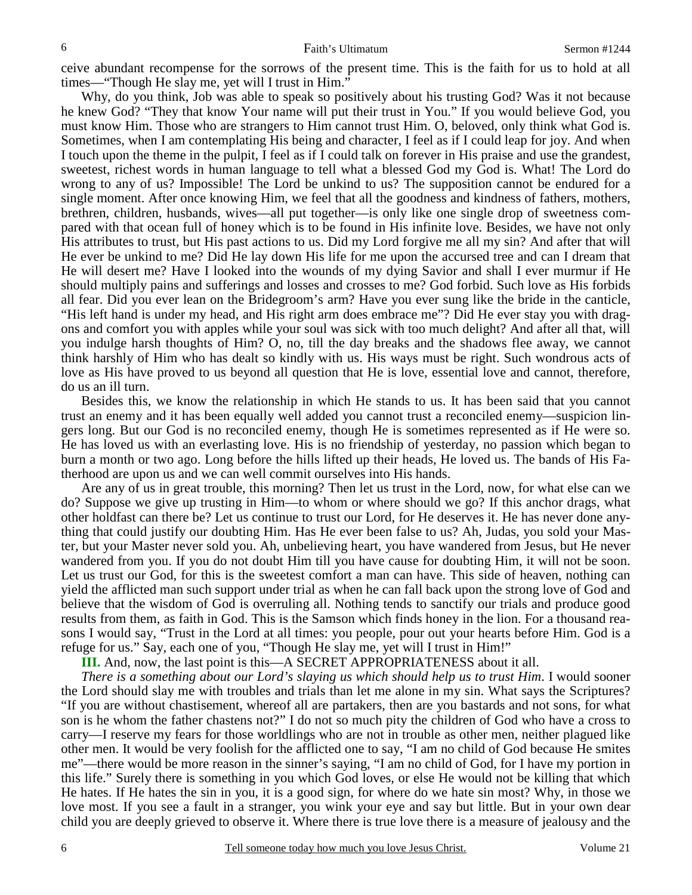ceive abundant recompense for the sorrows of the present time. This is the faith for us to hold at all times—"Though He slay me, yet will I trust in Him."

Why, do you think, Job was able to speak so positively about his trusting God? Was it not because he knew God? "They that know Your name will put their trust in You." If you would believe God, you must know Him. Those who are strangers to Him cannot trust Him. O, beloved, only think what God is. Sometimes, when I am contemplating His being and character, I feel as if I could leap for joy. And when I touch upon the theme in the pulpit, I feel as if I could talk on forever in His praise and use the grandest, sweetest, richest words in human language to tell what a blessed God my God is. What! The Lord do wrong to any of us? Impossible! The Lord be unkind to us? The supposition cannot be endured for a single moment. After once knowing Him, we feel that all the goodness and kindness of fathers, mothers, brethren, children, husbands, wives—all put together—is only like one single drop of sweetness compared with that ocean full of honey which is to be found in His infinite love. Besides, we have not only His attributes to trust, but His past actions to us. Did my Lord forgive me all my sin? And after that will He ever be unkind to me? Did He lay down His life for me upon the accursed tree and can I dream that He will desert me? Have I looked into the wounds of my dying Savior and shall I ever murmur if He should multiply pains and sufferings and losses and crosses to me? God forbid. Such love as His forbids all fear. Did you ever lean on the Bridegroom's arm? Have you ever sung like the bride in the canticle, "His left hand is under my head, and His right arm does embrace me"? Did He ever stay you with dragons and comfort you with apples while your soul was sick with too much delight? And after all that, will you indulge harsh thoughts of Him? O, no, till the day breaks and the shadows flee away, we cannot think harshly of Him who has dealt so kindly with us. His ways must be right. Such wondrous acts of love as His have proved to us beyond all question that He is love, essential love and cannot, therefore, do us an ill turn.

Besides this, we know the relationship in which He stands to us. It has been said that you cannot trust an enemy and it has been equally well added you cannot trust a reconciled enemy—suspicion lingers long. But our God is no reconciled enemy, though He is sometimes represented as if He were so. He has loved us with an everlasting love. His is no friendship of yesterday, no passion which began to burn a month or two ago. Long before the hills lifted up their heads, He loved us. The bands of His Fatherhood are upon us and we can well commit ourselves into His hands.

Are any of us in great trouble, this morning? Then let us trust in the Lord, now, for what else can we do? Suppose we give up trusting in Him—to whom or where should we go? If this anchor drags, what other holdfast can there be? Let us continue to trust our Lord, for He deserves it. He has never done anything that could justify our doubting Him. Has He ever been false to us? Ah, Judas, you sold your Master, but your Master never sold you. Ah, unbelieving heart, you have wandered from Jesus, but He never wandered from you. If you do not doubt Him till you have cause for doubting Him, it will not be soon. Let us trust our God, for this is the sweetest comfort a man can have. This side of heaven, nothing can yield the afflicted man such support under trial as when he can fall back upon the strong love of God and believe that the wisdom of God is overruling all. Nothing tends to sanctify our trials and produce good results from them, as faith in God. This is the Samson which finds honey in the lion. For a thousand reasons I would say, "Trust in the Lord at all times: you people, pour out your hearts before Him. God is a refuge for us." Say, each one of you, "Though He slay me, yet will I trust in Him!"

**III.** And, now, the last point is this—A SECRET APPROPRIATENESS about it all.

*There is a something about our Lord's slaying us which should help us to trust Him*. I would sooner the Lord should slay me with troubles and trials than let me alone in my sin. What says the Scriptures? "If you are without chastisement, whereof all are partakers, then are you bastards and not sons, for what son is he whom the father chastens not?" I do not so much pity the children of God who have a cross to carry—I reserve my fears for those worldlings who are not in trouble as other men, neither plagued like other men. It would be very foolish for the afflicted one to say, "I am no child of God because He smites me"—there would be more reason in the sinner's saying, "I am no child of God, for I have my portion in this life." Surely there is something in you which God loves, or else He would not be killing that which He hates. If He hates the sin in you, it is a good sign, for where do we hate sin most? Why, in those we love most. If you see a fault in a stranger, you wink your eye and say but little. But in your own dear child you are deeply grieved to observe it. Where there is true love there is a measure of jealousy and the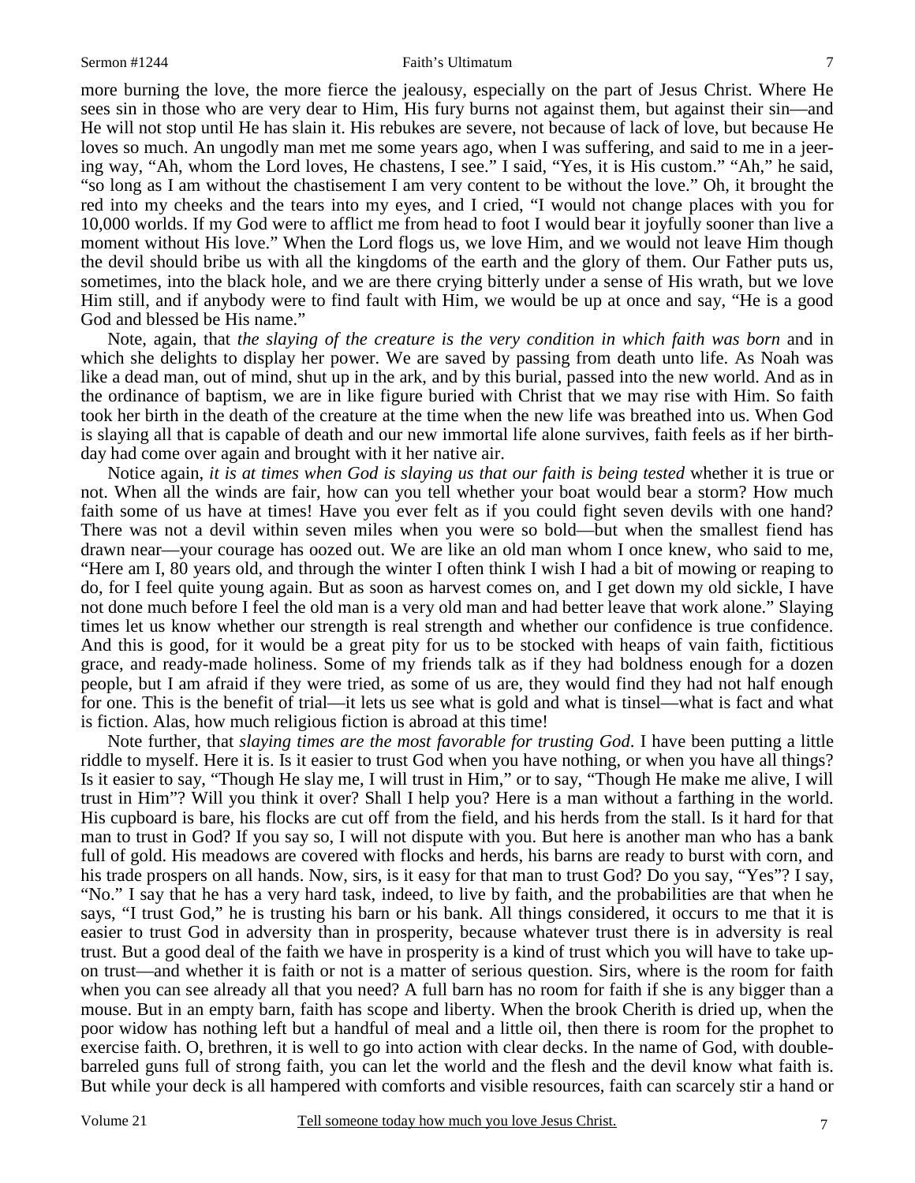more burning the love, the more fierce the jealousy, especially on the part of Jesus Christ. Where He sees sin in those who are very dear to Him, His fury burns not against them, but against their sin—and He will not stop until He has slain it. His rebukes are severe, not because of lack of love, but because He loves so much. An ungodly man met me some years ago, when I was suffering, and said to me in a jeering way, "Ah, whom the Lord loves, He chastens, I see." I said, "Yes, it is His custom." "Ah," he said, "so long as I am without the chastisement I am very content to be without the love." Oh, it brought the red into my cheeks and the tears into my eyes, and I cried, "I would not change places with you for 10,000 worlds. If my God were to afflict me from head to foot I would bear it joyfully sooner than live a moment without His love." When the Lord flogs us, we love Him, and we would not leave Him though the devil should bribe us with all the kingdoms of the earth and the glory of them. Our Father puts us, sometimes, into the black hole, and we are there crying bitterly under a sense of His wrath, but we love Him still, and if anybody were to find fault with Him, we would be up at once and say, "He is a good God and blessed be His name."

Note, again, that *the slaying of the creature is the very condition in which faith was born* and in which she delights to display her power. We are saved by passing from death unto life. As Noah was like a dead man, out of mind, shut up in the ark, and by this burial, passed into the new world. And as in the ordinance of baptism, we are in like figure buried with Christ that we may rise with Him. So faith took her birth in the death of the creature at the time when the new life was breathed into us. When God is slaying all that is capable of death and our new immortal life alone survives, faith feels as if her birthday had come over again and brought with it her native air.

Notice again, *it is at times when God is slaying us that our faith is being tested* whether it is true or not. When all the winds are fair, how can you tell whether your boat would bear a storm? How much faith some of us have at times! Have you ever felt as if you could fight seven devils with one hand? There was not a devil within seven miles when you were so bold—but when the smallest fiend has drawn near—your courage has oozed out. We are like an old man whom I once knew, who said to me, "Here am I, 80 years old, and through the winter I often think I wish I had a bit of mowing or reaping to do, for I feel quite young again. But as soon as harvest comes on, and I get down my old sickle, I have not done much before I feel the old man is a very old man and had better leave that work alone." Slaying times let us know whether our strength is real strength and whether our confidence is true confidence. And this is good, for it would be a great pity for us to be stocked with heaps of vain faith, fictitious grace, and ready-made holiness. Some of my friends talk as if they had boldness enough for a dozen people, but I am afraid if they were tried, as some of us are, they would find they had not half enough for one. This is the benefit of trial—it lets us see what is gold and what is tinsel—what is fact and what is fiction. Alas, how much religious fiction is abroad at this time!

Note further, that *slaying times are the most favorable for trusting God*. I have been putting a little riddle to myself. Here it is. Is it easier to trust God when you have nothing, or when you have all things? Is it easier to say, "Though He slay me, I will trust in Him," or to say, "Though He make me alive, I will trust in Him"? Will you think it over? Shall I help you? Here is a man without a farthing in the world. His cupboard is bare, his flocks are cut off from the field, and his herds from the stall. Is it hard for that man to trust in God? If you say so, I will not dispute with you. But here is another man who has a bank full of gold. His meadows are covered with flocks and herds, his barns are ready to burst with corn, and his trade prospers on all hands. Now, sirs, is it easy for that man to trust God? Do you say, "Yes"? I say, "No." I say that he has a very hard task, indeed, to live by faith, and the probabilities are that when he says, "I trust God," he is trusting his barn or his bank. All things considered, it occurs to me that it is easier to trust God in adversity than in prosperity, because whatever trust there is in adversity is real trust. But a good deal of the faith we have in prosperity is a kind of trust which you will have to take upon trust—and whether it is faith or not is a matter of serious question. Sirs, where is the room for faith when you can see already all that you need? A full barn has no room for faith if she is any bigger than a mouse. But in an empty barn, faith has scope and liberty. When the brook Cherith is dried up, when the poor widow has nothing left but a handful of meal and a little oil, then there is room for the prophet to exercise faith. O, brethren, it is well to go into action with clear decks. In the name of God, with double-barreled guns full of strong faith, you can let the world and the flesh and the devil know what faith is. But while your deck is all hampered with comforts and visible resources, faith can scarcely stir a hand or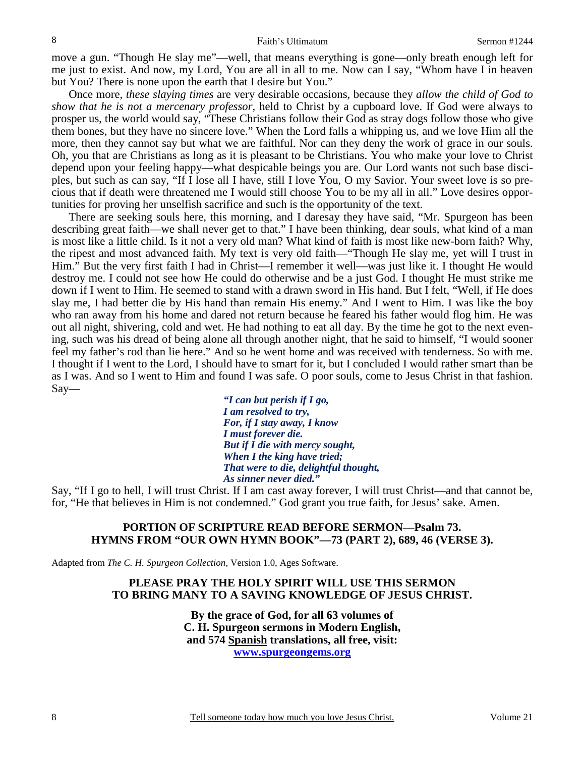move a gun. "Though He slay me"—well, that means everything is gone—only breath enough left for me just to exist. And now, my Lord, You are all in all to me. Now can I say, "Whom have I in heaven but You? There is none upon the earth that I desire but You."

Once more, *these slaying times* are very desirable occasions, because they *allow the child of God to show that he is not a mercenary professor*, held to Christ by a cupboard love. If God were always to prosper us, the world would say, "These Christians follow their God as stray dogs follow those who give them bones, but they have no sincere love." When the Lord falls a whipping us, and we love Him all the more, then they cannot say but what we are faithful. Nor can they deny the work of grace in our souls. Oh, you that are Christians as long as it is pleasant to be Christians. You who make your love to Christ depend upon your feeling happy—what despicable beings you are. Our Lord wants not such base disciples, but such as can say, "If I lose all I have, still I love You, O my Savior. Your sweet love is so precious that if death were threatened me I would still choose You to be my all in all." Love desires opportunities for proving her unselfish sacrifice and such is the opportunity of the text.

There are seeking souls here, this morning, and I daresay they have said, "Mr. Spurgeon has been describing great faith—we shall never get to that." I have been thinking, dear souls, what kind of a man is most like a little child. Is it not a very old man? What kind of faith is most like new-born faith? Why, the ripest and most advanced faith. My text is very old faith—"Though He slay me, yet will I trust in Him." But the very first faith I had in Christ—I remember it well—was just like it. I thought He would destroy me. I could not see how He could do otherwise and be a just God. I thought He must strike me down if I went to Him. He seemed to stand with a drawn sword in His hand. But I felt, "Well, if He does slay me, I had better die by His hand than remain His enemy." And I went to Him. I was like the boy who ran away from his home and dared not return because he feared his father would flog him. He was out all night, shivering, cold and wet. He had nothing to eat all day. By the time he got to the next evening, such was his dread of being alone all through another night, that he said to himself, "I would sooner feel my father's rod than lie here." And so he went home and was received with tenderness. So with me. I thought if I went to the Lord, I should have to smart for it, but I concluded I would rather smart than be as I was. And so I went to Him and found I was safe. O poor souls, come to Jesus Christ in that fashion. Say—

> ***"I can but perish if I go,***
> ***I am resolved to try,***
> ***For, if I stay away, I know***
> ***I must forever die.***
> ***But if I die with mercy sought,***
> ***When I the king have tried;***
> ***That were to die, delightful thought,***
> ***As sinner never died."***

Say, "If I go to hell, I will trust Christ. If I am cast away forever, I will trust Christ—and that cannot be, for, "He that believes in Him is not condemned." God grant you true faith, for Jesus' sake. Amen.

**PORTION OF SCRIPTURE READ BEFORE SERMON—Psalm 73.**
**HYMNS FROM "OUR OWN HYMN BOOK"—73 (PART 2), 689, 46 (VERSE 3).**

Adapted from *The C. H. Spurgeon Collection*, Version 1.0, Ages Software.

**PLEASE PRAY THE HOLY SPIRIT WILL USE THIS SERMON TO BRING MANY TO A SAVING KNOWLEDGE OF JESUS CHRIST.**

**By the grace of God, for all 63 volumes of C. H. Spurgeon sermons in Modern English, and 574 Spanish translations, all free, visit: www.spurgeongems.org**